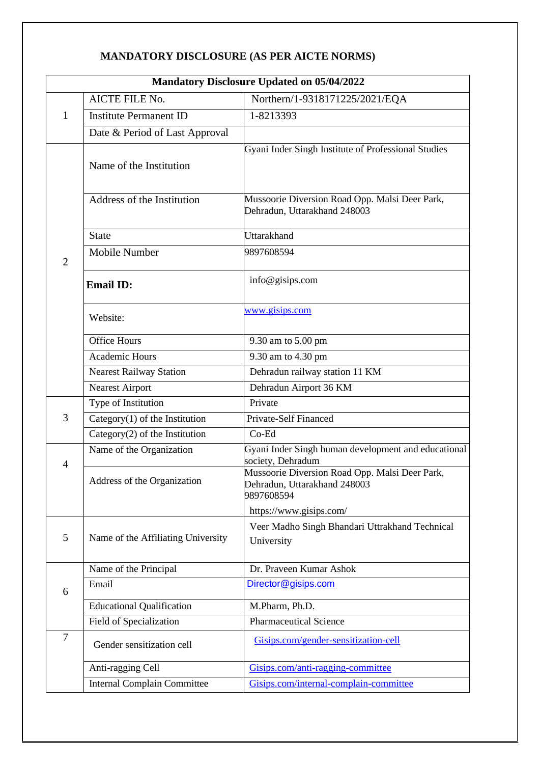# MANDATORY DISCLOSURE (AS PER AICTE NORMS)

| Mandatory Disclosure Updated on 05/04/2022 | | |
|---|---|---|
| 1 | AICTE FILE No. | Northern/1-9318171225/2021/EQA |
| | Institute Permanent ID | 1-8213393 |
| | Date & Period of Last Approval | |
| 2 | Name of the Institution | Gyani Inder Singh Institute of Professional Studies |
| | Address of the Institution | Mussoorie Diversion Road Opp. Malsi Deer Park, Dehradun, Uttarakhand 248003 |
| | State | Uttarakhand |
| | Mobile Number | 9897608594 |
| | **Email ID:** | info@gisips.com |
| | Website: | www.gisips.com |
| | Office Hours | 9.30 am to 5.00 pm |
| | Academic Hours | 9.30 am to 4.30 pm |
| | Nearest Railway Station | Dehradun railway station 11 KM |
| | Nearest Airport | Dehradun Airport 36 KM |
| 3 | Type of Institution | Private |
| | Category(1) of the Institution | Private-Self Financed |
| | Category(2) of the Institution | Co-Ed |
| 4 | Name of the Organization | Gyani Inder Singh human development and educational society, Dehradum |
| | Address of the Organization | Mussoorie Diversion Road Opp. Malsi Deer Park, Dehradun, Uttarakhand 248003 9897608594 https://www.gisips.com/ |
| 5 | Name of the Affiliating University | Veer Madho Singh Bhandari Uttrakhand Technical University |
| 6 | Name of the Principal | Dr. Praveen Kumar Ashok |
| | Email | Director@gisips.com |
| | Educational Qualification | M.Pharm, Ph.D. |
| | Field of Specialization | Pharmaceutical Science |
| 7 | Gender sensitization cell | Gisips.com/gender-sensitization-cell |
| | Anti-ragging Cell | Gisips.com/anti-ragging-committee |
| | Internal Complain Committee | Gisips.com/internal-complain-committee |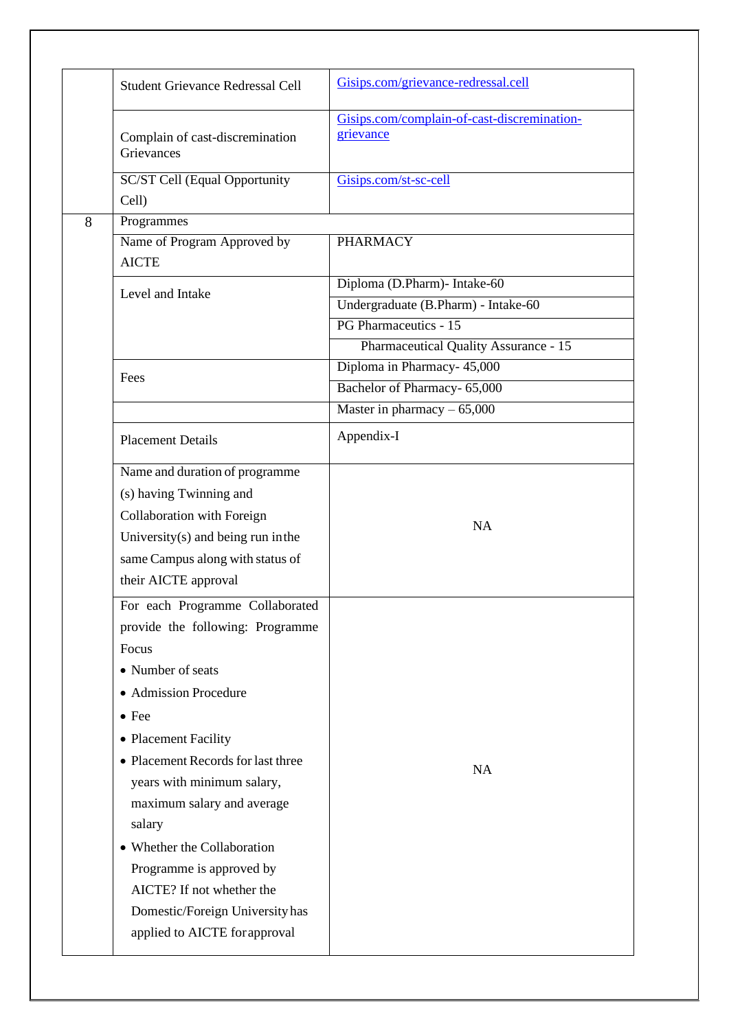| | | |
|---|---|---|
| | Student Grievance Redressal Cell | [Gisips.com/grievance-redressal.cell](Gisips.com/grievance-redressal.cell) |
| | Complain of cast-discremination Grievances | [Gisips.com/complain-of-cast-discremination-grievance](Gisips.com/complain-of-cast-discremination-grievance) |
| | SC/ST Cell (Equal Opportunity Cell) | [Gisips.com/st-sc-cell](Gisips.com/st-sc-cell) |
| 8 | Programmes | |
| | Name of Program Approved by AICTE | PHARMACY |
| | Level and Intake | Diploma (D.Pharm)- Intake-60 |
| | | Undergraduate (B.Pharm) - Intake-60 |
| | | PG Pharmaceutics - 15 |
| | | Pharmaceutical Quality Assurance - 15 |
| | Fees | Diploma in Pharmacy- 45,000 |
| | | Bachelor of Pharmacy- 65,000 |
| | | Master in pharmacy – 65,000 |
| | Placement Details | Appendix-I |
| | Name and duration of programme (s) having Twinning and Collaboration with Foreign University(s) and being run in the same Campus along with status of their AICTE approval | NA |
| | For each Programme Collaborated provide the following: Programme Focus<br>• Number of seats<br>• Admission Procedure<br>• Fee<br>• Placement Facility<br>• Placement Records for last three years with minimum salary, maximum salary and average salary<br>• Whether the Collaboration Programme is approved by AICTE? If not whether the Domestic/Foreign University has applied to AICTE for approval | NA |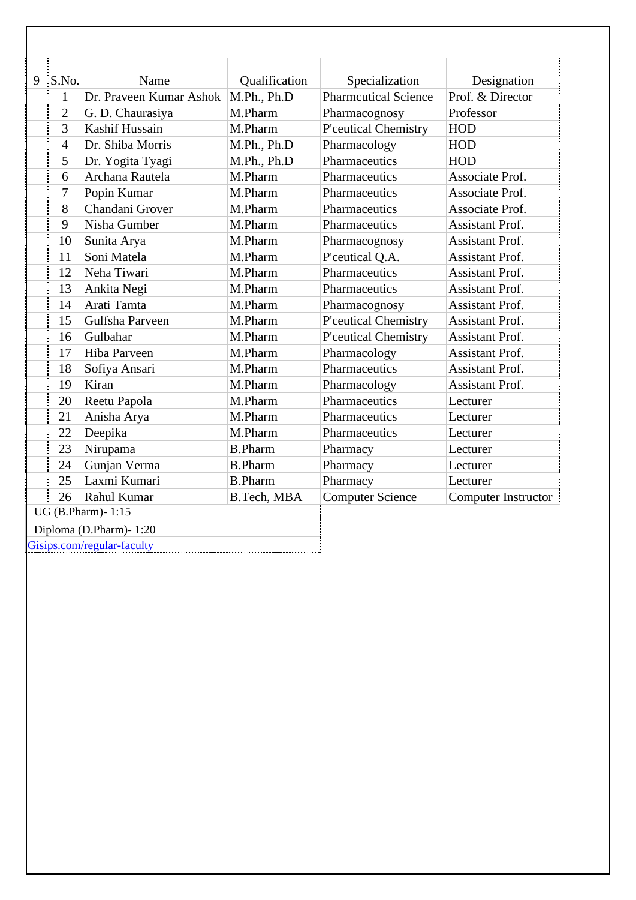| 9 | S.No. | Name | Qualification | Specialization | Designation |
|---|---|---|---|---|---|
| | 1 | Dr. Praveen Kumar Ashok | M.Ph., Ph.D | Pharmcutical Science | Prof. & Director |
| | 2 | G. D. Chaurasiya | M.Pharm | Pharmacognosy | Professor |
| | 3 | Kashif Hussain | M.Pharm | P'ceutical Chemistry | HOD |
| | 4 | Dr. Shiba Morris | M.Ph., Ph.D | Pharmacology | HOD |
| | 5 | Dr. Yogita Tyagi | M.Ph., Ph.D | Pharmaceutics | HOD |
| | 6 | Archana Rautela | M.Pharm | Pharmaceutics | Associate Prof. |
| | 7 | Popin Kumar | M.Pharm | Pharmaceutics | Associate Prof. |
| | 8 | Chandani Grover | M.Pharm | Pharmaceutics | Associate Prof. |
| | 9 | Nisha Gumber | M.Pharm | Pharmaceutics | Assistant Prof. |
| | 10 | Sunita Arya | M.Pharm | Pharmacognosy | Assistant Prof. |
| | 11 | Soni Matela | M.Pharm | P'ceutical Q.A. | Assistant Prof. |
| | 12 | Neha Tiwari | M.Pharm | Pharmaceutics | Assistant Prof. |
| | 13 | Ankita Negi | M.Pharm | Pharmaceutics | Assistant Prof. |
| | 14 | Arati Tamta | M.Pharm | Pharmacognosy | Assistant Prof. |
| | 15 | Gulfsha Parveen | M.Pharm | P'ceutical Chemistry | Assistant Prof. |
| | 16 | Gulbahar | M.Pharm | P'ceutical Chemistry | Assistant Prof. |
| | 17 | Hiba Parveen | M.Pharm | Pharmacology | Assistant Prof. |
| | 18 | Sofiya Ansari | M.Pharm | Pharmaceutics | Assistant Prof. |
| | 19 | Kiran | M.Pharm | Pharmacology | Assistant Prof. |
| | 20 | Reetu Papola | M.Pharm | Pharmaceutics | Lecturer |
| | 21 | Anisha Arya | M.Pharm | Pharmaceutics | Lecturer |
| | 22 | Deepika | M.Pharm | Pharmaceutics | Lecturer |
| | 23 | Nirupama | B.Pharm | Pharmacy | Lecturer |
| | 24 | Gunjan Verma | B.Pharm | Pharmacy | Lecturer |
| | 25 | Laxmi Kumari | B.Pharm | Pharmacy | Lecturer |
| | 26 | Rahul Kumar | B.Tech, MBA | Computer Science | Computer Instructor |

UG (B.Pharm)- 1:15

Diploma (D.Pharm)- 1:20

Gisips.com/regular-faculty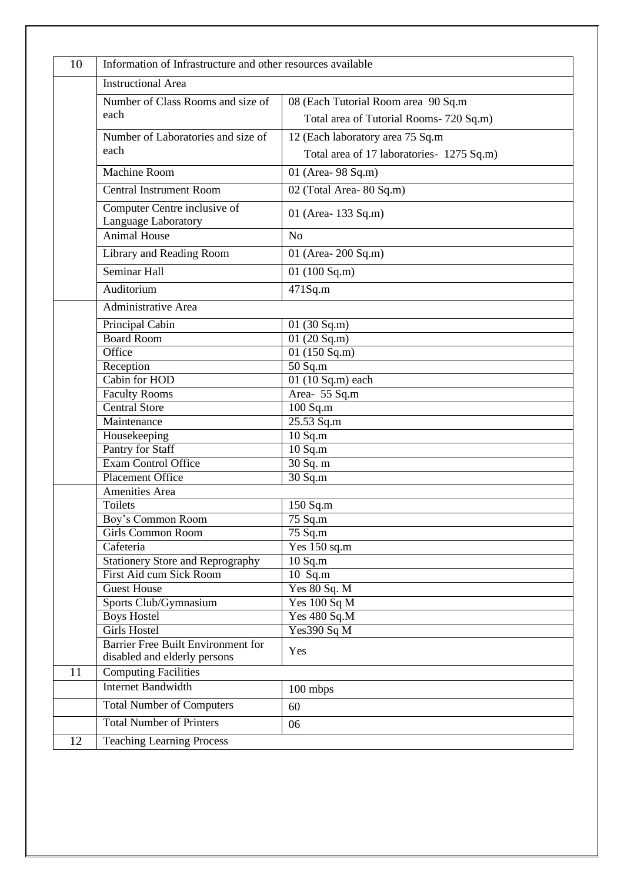| 10 | Information of Infrastructure and other resources available | |
|---|---|---|
| | Instructional Area | |
| | Number of Class Rooms and size of each | 08 (Each Tutorial Room area 90 Sq.m Total area of Tutorial Rooms- 720 Sq.m) |
| | Number of Laboratories and size of each | 12 (Each laboratory area 75 Sq.m Total area of 17 laboratories- 1275 Sq.m) |
| | Machine Room | 01 (Area- 98 Sq.m) |
| | Central Instrument Room | 02 (Total Area- 80 Sq.m) |
| | Computer Centre inclusive of Language Laboratory | 01 (Area- 133 Sq.m) |
| | Animal House | No |
| | Library and Reading Room | 01 (Area- 200 Sq.m) |
| | Seminar Hall | 01 (100 Sq.m) |
| | Auditorium | 471Sq.m |
| | Administrative Area | |
| | Principal Cabin | 01 (30 Sq.m) |
| | Board Room | 01 (20 Sq.m) |
| | Office | 01 (150 Sq.m) |
| | Reception | 50 Sq.m |
| | Cabin for HOD | 01 (10 Sq.m) each |
| | Faculty Rooms | Area- 55 Sq.m |
| | Central Store | 100 Sq.m |
| | Maintenance | 25.53 Sq.m |
| | Housekeeping | 10 Sq.m |
| | Pantry for Staff | 10 Sq.m |
| | Exam Control Office | 30 Sq. m |
| | Placement Office | 30 Sq.m |
| | Amenities Area | |
| | Toilets | 150 Sq.m |
| | Boy's Common Room | 75 Sq.m |
| | Girls Common Room | 75 Sq.m |
| | Cafeteria | Yes 150 sq.m |
| | Stationery Store and Reprography | 10 Sq.m |
| | First Aid cum Sick Room | 10 Sq.m |
| | Guest House | Yes 80 Sq. M |
| | Sports Club/Gymnasium | Yes 100 Sq M |
| | Boys Hostel | Yes 480 Sq.M |
| | Girls Hostel | Yes390 Sq M |
| | Barrier Free Built Environment for disabled and elderly persons | Yes |
| 11 | Computing Facilities | |
| | Internet Bandwidth | 100 mbps |
| | Total Number of Computers | 60 |
| | Total Number of Printers | 06 |
| 12 | Teaching Learning Process | |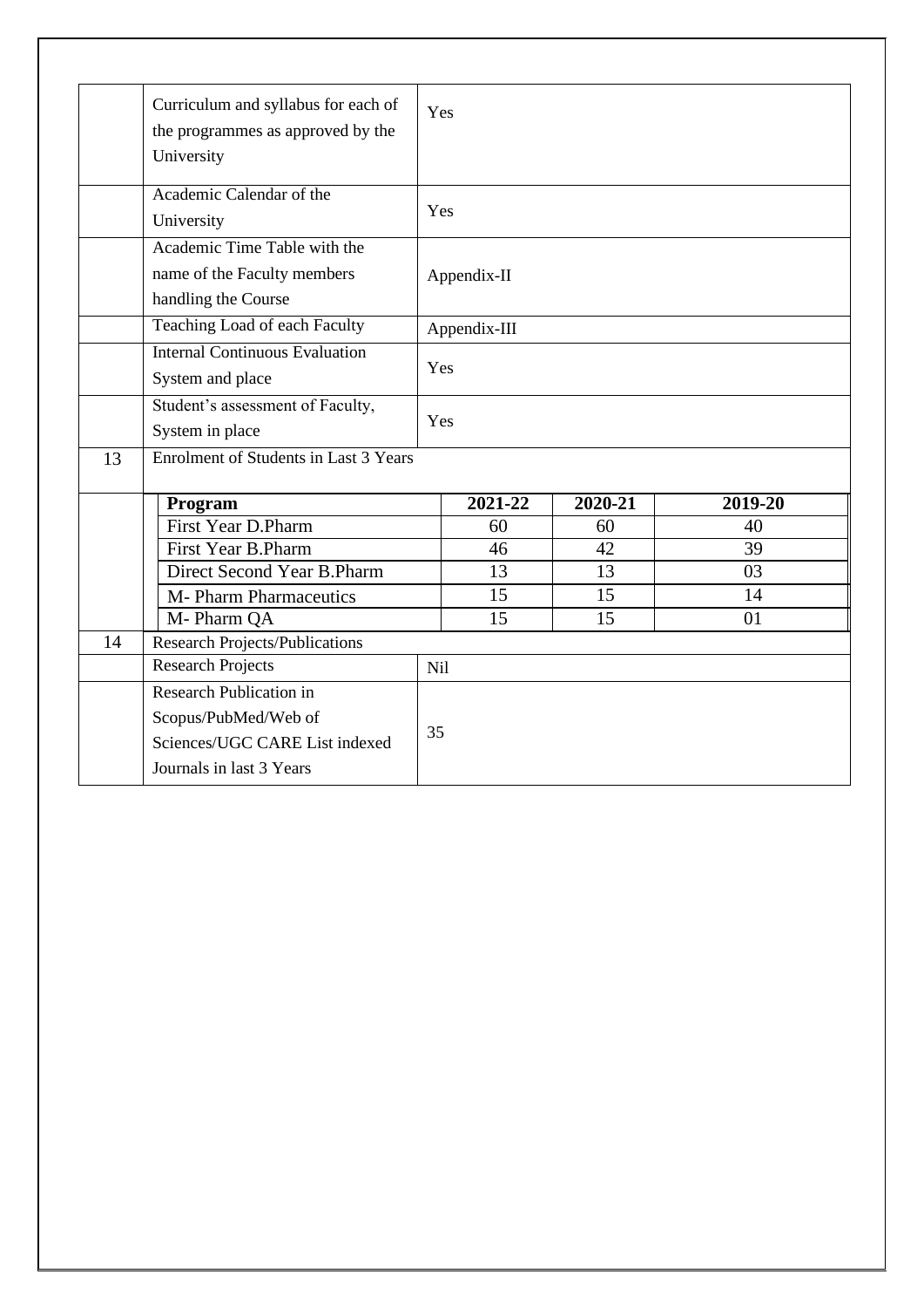| | | |
|---|---|---|
| | Curriculum and syllabus for each of the programmes as approved by the University | Yes |
| | Academic Calendar of the University | Yes |
| | Academic Time Table with the name of the Faculty members handling the Course | Appendix-II |
| | Teaching Load of each Faculty | Appendix-III |
| | Internal Continuous Evaluation System and place | Yes |
| | Student's assessment of Faculty, System in place | Yes |
| 13 | Enrolment of Students in Last 3 Years | |

| Program | 2021-22 | 2020-21 | 2019-20 |
|---|---|---|---|
| First Year D.Pharm | 60 | 60 | 40 |
| First Year B.Pharm | 46 | 42 | 39 |
| Direct Second Year B.Pharm | 13 | 13 | 03 |
| M- Pharm Pharmaceutics | 15 | 15 | 14 |
| M- Pharm QA | 15 | 15 | 01 |

| | | |
|---|---|---|
| 14 | Research Projects/Publications | |
| | Research Projects | Nil |
| | Research Publication in Scopus/PubMed/Web of Sciences/UGC CARE List indexed Journals in last 3 Years | 35 |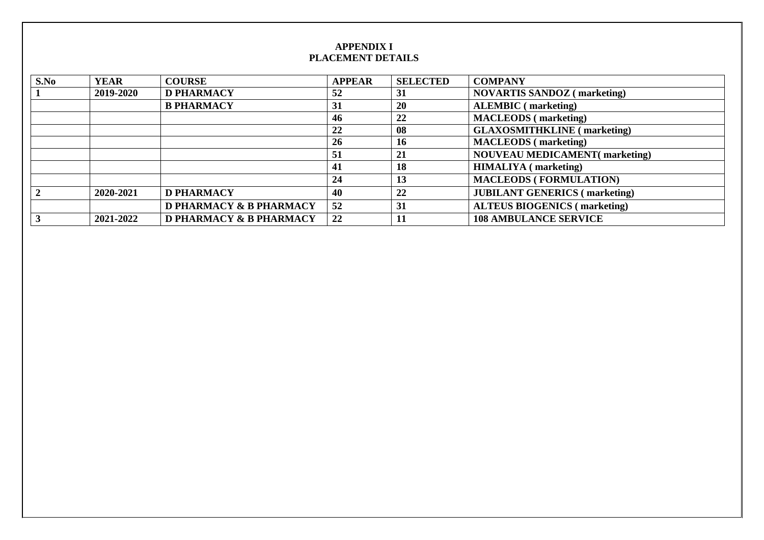# APPENDIX I
## PLACEMENT DETAILS

| S.No | YEAR | COURSE | APPEAR | SELECTED | COMPANY |
|---|---|---|---|---|---|
| 1 | 2019-2020 | D PHARMACY | 52 | 31 | NOVARTIS SANDOZ ( marketing) |
| | | B PHARMACY | 31 | 20 | ALEMBIC ( marketing) |
| | | | 46 | 22 | MACLEODS ( marketing) |
| | | | 22 | 08 | GLAXOSMITHKLINE ( marketing) |
| | | | 26 | 16 | MACLEODS ( marketing) |
| | | | 51 | 21 | NOUVEAU MEDICAMENT( marketing) |
| | | | 41 | 18 | HIMALIYA ( marketing) |
| | | | 24 | 13 | MACLEODS ( FORMULATION) |
| 2 | 2020-2021 | D PHARMACY | 40 | 22 | JUBILANT GENERICS ( marketing) |
| | | D PHARMACY & B PHARMACY | 52 | 31 | ALTEUS BIOGENICS ( marketing) |
| 3 | 2021-2022 | D PHARMACY & B PHARMACY | 22 | 11 | 108 AMBULANCE SERVICE |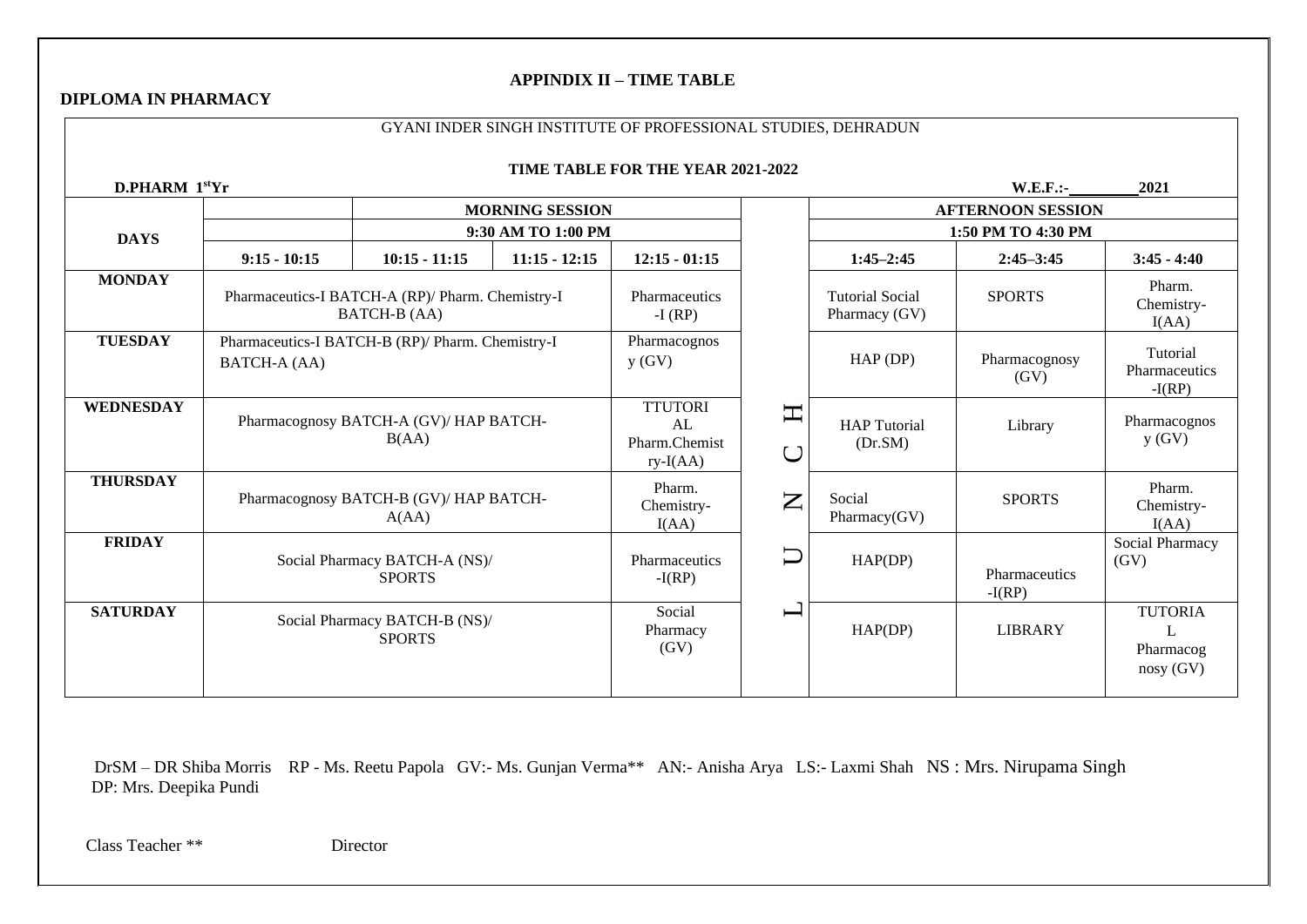**APPINDIX II – TIME TABLE**

**DIPLOMA IN PHARMACY**

GYANI INDER SINGH INSTITUTE OF PROFESSIONAL STUDIES, DEHRADUN

**TIME TABLE FOR THE YEAR 2021-2022**

**D.PHARM 1st Yr** **W.E.F.:-\_\_\_\_\_\_\_\_\_2021**

| DAYS | | MORNING SESSION | | | | AFTERNOON SESSION | | |
|---|---|---|---|---|---|---|---|---|
| | | 9:30 AM TO 1:00 PM | | | | 1:50 PM TO 4:30 PM | | |
| | 9:15 - 10:15 | 10:15 - 11:15 | 11:15 - 12:15 | 12:15 - 01:15 | | 1:45–2:45 | 2:45–3:45 | 3:45 - 4:40 |
| MONDAY | Pharmaceutics-I BATCH-A (RP)/ Pharm. Chemistry-I BATCH-B (AA) | | | Pharmaceutics -I (RP) | | Tutorial Social Pharmacy (GV) | SPORTS | Pharm. Chemistry-I(AA) |
| TUESDAY | Pharmaceutics-I BATCH-B (RP)/ Pharm. Chemistry-I BATCH-A (AA) | | | Pharmacognosy (GV) | | HAP (DP) | Pharmacognosy (GV) | Tutorial Pharmaceutics -I(RP) |
| WEDNESDAY | Pharmacognosy BATCH-A (GV)/ HAP BATCH-B(AA) | | | TTUTORIAL Pharm.Chemistry-I(AA) | L U N C H | HAP Tutorial (Dr.SM) | Library | Pharmacognosy (GV) |
| THURSDAY | Pharmacognosy BATCH-B (GV)/ HAP BATCH-A(AA) | | | Pharm. Chemistry-I(AA) | | Social Pharmacy(GV) | SPORTS | Pharm. Chemistry-I(AA) |
| FRIDAY | Social Pharmacy BATCH-A (NS)/ SPORTS | | | Pharmaceutics -I(RP) | | HAP(DP) | Pharmaceutics -I(RP) | Social Pharmacy (GV) |
| SATURDAY | Social Pharmacy BATCH-B (NS)/ SPORTS | | | Social Pharmacy (GV) | | HAP(DP) | LIBRARY | TUTORIAL Pharmacognosy (GV) |

DrSM – DR Shiba Morris RP - Ms. Reetu Papola GV:- Ms. Gunjan Verma** AN:- Anisha Arya LS:- Laxmi Shah NS : Mrs. Nirupama Singh DP: Mrs. Deepika Pundi

Class Teacher ** Director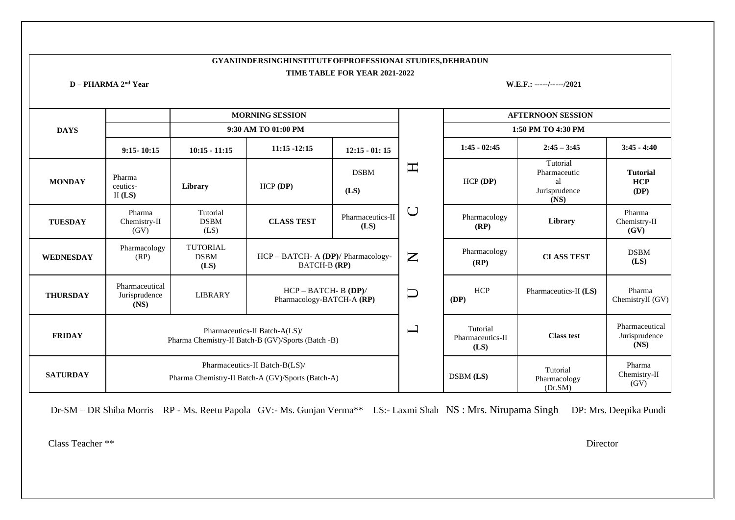**GYANIINDERSINGHINSTITUTEOFPROFESSIONALSTUDIES,DEHRADUN**

**TIME TABLE FOR YEAR 2021-2022**

**D – PHARMA 2nd Year** **W.E.F.: -----/-----/2021**

| DAYS | | MORNING SESSION | | | | AFTERNOON SESSION | | |
|---|---|---|---|---|---|---|---|---|
| | | 9:30 AM TO 01:00 PM | | | | 1:50 PM TO 4:30 PM | | |
| | **9:15- 10:15** | **10:15 - 11:15** | **11:15 -12:15** | **12:15 - 01: 15** | | **1:45 - 02:45** | **2:45 – 3:45** | **3:45 - 4:40** |
| **MONDAY** | Pharma ceutics-II **(LS)** | **Library** | HCP **(DP)** | DSBM **(LS)** | H | HCP **(DP)** | Tutorial Pharmaceutical Jurisprudence **(NS)** | **Tutorial HCP (DP)** |
| **TUESDAY** | Pharma Chemistry-II (GV) | Tutorial DSBM (LS) | **CLASS TEST** | Pharmaceutics-II **(LS)** | C | Pharmacology **(RP)** | **Library** | Pharma Chemistry-II **(GV)** |
| **WEDNESDAY** | Pharmacology (RP) | TUTORIAL DSBM **(LS)** | HCP – BATCH- A **(DP)**/ Pharmacology-BATCH-B **(RP)** | | N | Pharmacology **(RP)** | **CLASS TEST** | DSBM **(LS)** |
| **THURSDAY** | Pharmaceutical Jurisprudence **(NS)** | LIBRARY | HCP – BATCH- B **(DP)**/ Pharmacology-BATCH-A **(RP)** | | U | HCP **(DP)** | Pharmaceutics-II **(LS)** | Pharma ChemistryII (GV) |
| **FRIDAY** | Pharmaceutics-II Batch-A(LS)/ Pharma Chemistry-II Batch-B (GV)/Sports (Batch -B) | | | | L | Tutorial Pharmaceutics-II **(LS)** | **Class test** | Pharmaceutical Jurisprudence **(NS)** |
| **SATURDAY** | Pharmaceutics-II Batch-B(LS)/ Pharma Chemistry-II Batch-A (GV)/Sports (Batch-A) | | | | | DSBM **(LS)** | Tutorial Pharmacology (Dr.SM) | Pharma Chemistry-II (GV) |

Dr-SM – DR Shiba Morris RP - Ms. Reetu Papola GV:- Ms. Gunjan Verma** LS:- Laxmi Shah NS : Mrs. Nirupama Singh DP: Mrs. Deepika Pundi

Class Teacher ** Director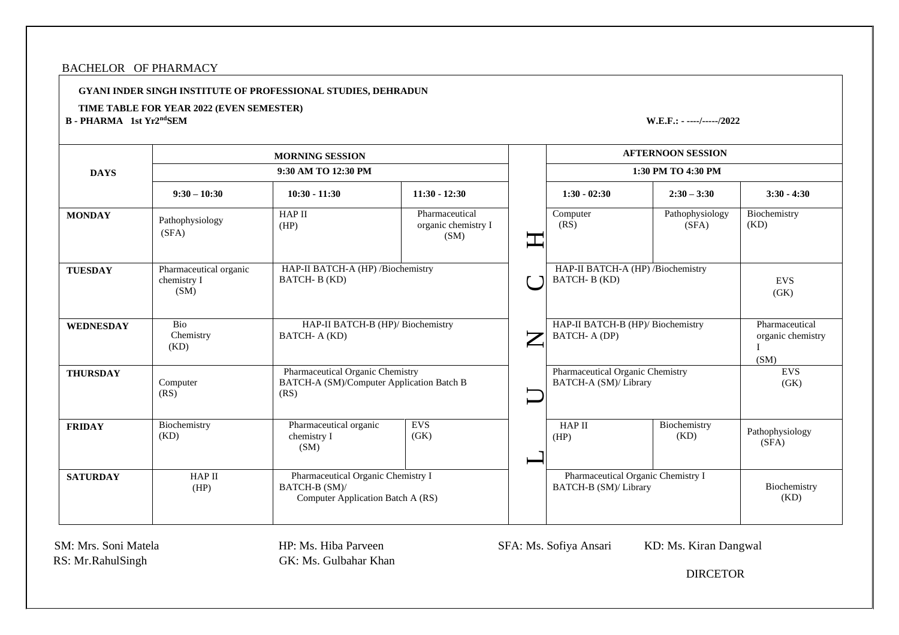BACHELOR OF PHARMACY

**GYANI INDER SINGH INSTITUTE OF PROFESSIONAL STUDIES, DEHRADUN**

**TIME TABLE FOR YEAR 2022 (EVEN SEMESTER)**

**B - PHARMA 1st Yr 2nd SEM** **W.E.F.: - ----/-----/2022**

| DAYS | MORNING SESSION 9:30 AM TO 12:30 PM | | | LUNCH | AFTERNOON SESSION 1:30 PM TO 4:30 PM | | |
|---|---|---|---|---|---|---|---|
| | **9:30 – 10:30** | **10:30 - 11:30** | **11:30 - 12:30** | | **1:30 - 02:30** | **2:30 – 3:30** | **3:30 - 4:30** |
| **MONDAY** | Pathophysiology (SFA) | HAP II (HP) | Pharmaceutical organic chemistry I (SM) | L | Computer (RS) | Pathophysiology (SFA) | Biochemistry (KD) |
| **TUESDAY** | Pharmaceutical organic chemistry I (SM) | HAP-II BATCH-A (HP) /Biochemistry BATCH- B (KD) | | U | HAP-II BATCH-A (HP) /Biochemistry BATCH- B (KD) | | EVS (GK) |
| **WEDNESDAY** | Bio Chemistry (KD) | HAP-II BATCH-B (HP)/ Biochemistry BATCH- A (KD) | | N | HAP-II BATCH-B (HP)/ Biochemistry BATCH- A (DP) | | Pharmaceutical organic chemistry I (SM) |
| **THURSDAY** | Computer (RS) | Pharmaceutical Organic Chemistry BATCH-A (SM)/Computer Application Batch B (RS) | | C | Pharmaceutical Organic Chemistry BATCH-A (SM)/ Library | | EVS (GK) |
| **FRIDAY** | Biochemistry (KD) | Pharmaceutical organic chemistry I (SM) | EVS (GK) | H | HAP II (HP) | Biochemistry (KD) | Pathophysiology (SFA) |
| **SATURDAY** | HAP II (HP) | Pharmaceutical Organic Chemistry I BATCH-B (SM)/ Computer Application Batch A (RS) | | | Pharmaceutical Organic Chemistry I BATCH-B (SM)/ Library | | Biochemistry (KD) |

SM: Mrs. Soni Matela
HP: Ms. Hiba Parveen
SFA: Ms. Sofiya Ansari
KD: Ms. Kiran Dangwal
RS: Mr.RahulSingh
GK: Ms. Gulbahar Khan

DIRCETOR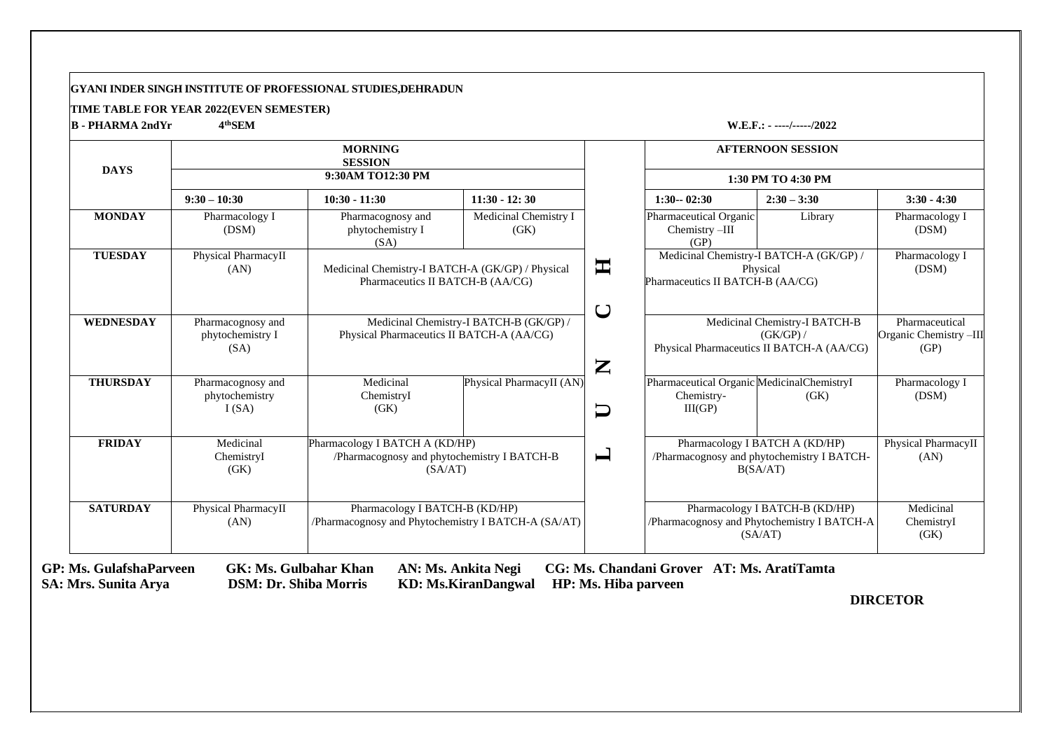**GYANI INDER SINGH INSTITUTE OF PROFESSIONAL STUDIES,DEHRADUN**

**TIME TABLE FOR YEAR 2022(EVEN SEMESTER)**

**B - PHARMA 2ndYr 4thSEM** **W.E.F.: - ----/-----/2022**

| DAYS | MORNING SESSION 9:30AM TO12:30 PM | | | | AFTERNOON SESSION 1:30 PM TO 4:30 PM | | |
|---|---|---|---|---|---|---|---|
| | 9:30 – 10:30 | 10:30 - 11:30 | 11:30 - 12: 30 | | 1:30-- 02:30 | 2:30 – 3:30 | 3:30 - 4:30 |
| MONDAY | Pharmacology I (DSM) | Pharmacognosy and phytochemistry I (SA) | Medicinal Chemistry I (GK) | L | Pharmaceutical Organic Chemistry –III (GP) | Library | Pharmacology I (DSM) |
| TUESDAY | Physical PharmacyII (AN) | Medicinal Chemistry-I BATCH-A (GK/GP) / Physical Pharmaceutics II BATCH-B (AA/CG) | | U | Medicinal Chemistry-I BATCH-A (GK/GP) / Physical Pharmaceutics II BATCH-B (AA/CG) | | Pharmacology I (DSM) |
| WEDNESDAY | Pharmacognosy and phytochemistry I (SA) | Medicinal Chemistry-I BATCH-B (GK/GP) / Physical Pharmaceutics II BATCH-A (AA/CG) | | N | Medicinal Chemistry-I BATCH-B (GK/GP) / Physical Pharmaceutics II BATCH-A (AA/CG) | | Pharmaceutical Organic Chemistry –III (GP) |
| THURSDAY | Pharmacognosy and phytochemistry I (SA) | Medicinal ChemistryI (GK) | Physical PharmacyII (AN) | C | Pharmaceutical Organic Chemistry- III(GP) | MedicinalChemistryI (GK) | Pharmacology I (DSM) |
| FRIDAY | Medicinal ChemistryI (GK) | Pharmacology I BATCH A (KD/HP) /Pharmacognosy and phytochemistry I BATCH-B (SA/AT) | | H | Pharmacology I BATCH A (KD/HP) /Pharmacognosy and phytochemistry I BATCH-B(SA/AT) | | Physical PharmacyII (AN) |
| SATURDAY | Physical PharmacyII (AN) | Pharmacology I BATCH-B (KD/HP) /Pharmacognosy and Phytochemistry I BATCH-A (SA/AT) | | | Pharmacology I BATCH-B (KD/HP) /Pharmacognosy and Phytochemistry I BATCH-A (SA/AT) | | Medicinal ChemistryI (GK) |

**GP: Ms. GulafshaParveen GK: Ms. Gulbahar Khan AN: Ms. Ankita Negi CG: Ms. Chandani Grover AT: Ms. AratiTamta**
**SA: Mrs. Sunita Arya DSM: Dr. Shiba Morris KD: Ms.KiranDangwal HP: Ms. Hiba parveen**

**DIRCETOR**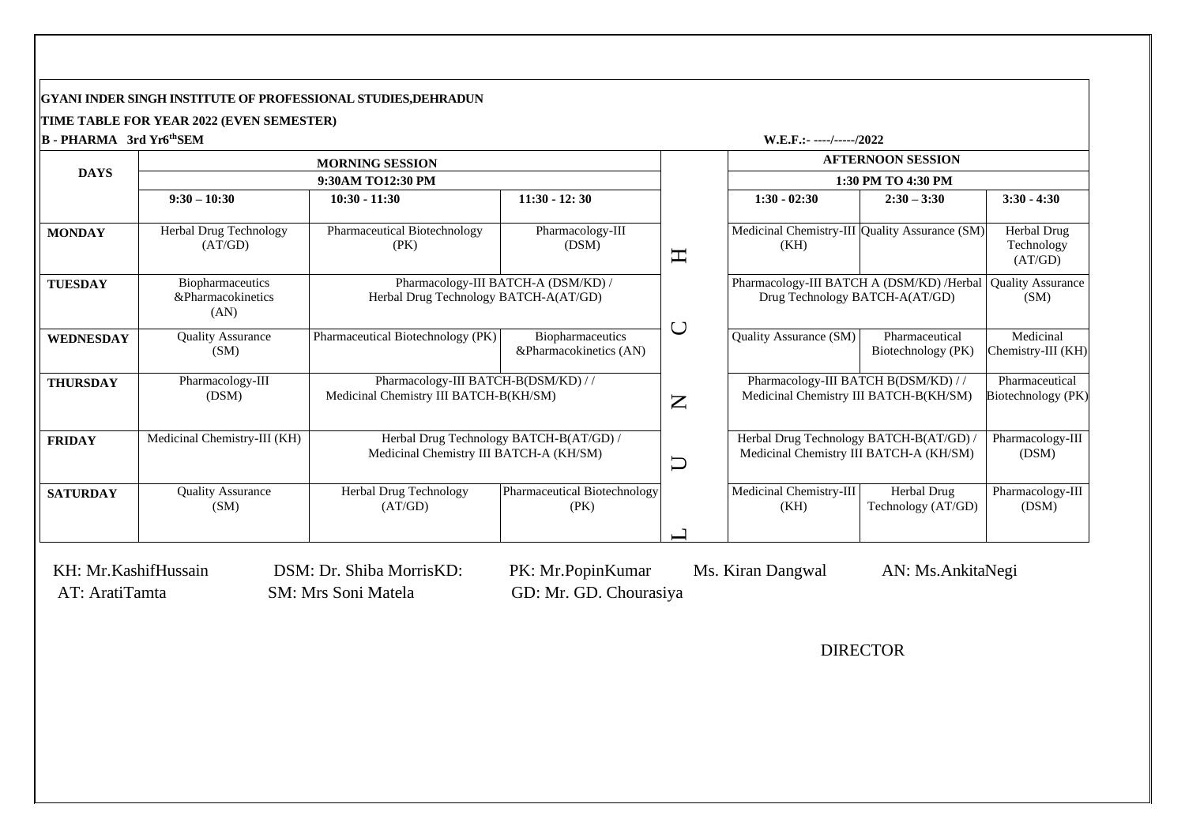**GYANI INDER SINGH INSTITUTE OF PROFESSIONAL STUDIES,DEHRADUN**

**TIME TABLE FOR YEAR 2022 (EVEN SEMESTER)**

**B - PHARMA 3rd Yr6thSEM** **W.E.F.:- ----/-----/2022**

| DAYS | MORNING SESSION | | | | AFTERNOON SESSION | | |
|---|---|---|---|---|---|---|---|
| | 9:30AM TO12:30 PM | | | | 1:30 PM TO 4:30 PM | | |
| | 9:30 – 10:30 | 10:30 - 11:30 | 11:30 - 12: 30 | | 1:30 - 02:30 | 2:30 – 3:30 | 3:30 - 4:30 |
| **MONDAY** | Herbal Drug Technology (AT/GD) | Pharmaceutical Biotechnology (PK) | Pharmacology-III (DSM) | H | Medicinal Chemistry-III (KH) | Quality Assurance (SM) | Herbal Drug Technology (AT/GD) |
| **TUESDAY** | Biopharmaceutics &Pharmacokinetics (AN) | Pharmacology-III BATCH-A (DSM/KD) / Herbal Drug Technology BATCH-A(AT/GD) | | | Pharmacology-III BATCH A (DSM/KD) /Herbal Drug Technology BATCH-A(AT/GD) | | Quality Assurance (SM) |
| **WEDNESDAY** | Quality Assurance (SM) | Pharmaceutical Biotechnology (PK) | Biopharmaceutics &Pharmacokinetics (AN) | C | Quality Assurance (SM) | Pharmaceutical Biotechnology (PK) | Medicinal Chemistry-III (KH) |
| **THURSDAY** | Pharmacology-III (DSM) | Pharmacology-III BATCH-B(DSM/KD) / / Medicinal Chemistry III BATCH-B(KH/SM) | | N | Pharmacology-III BATCH B(DSM/KD) / / Medicinal Chemistry III BATCH-B(KH/SM) | | Pharmaceutical Biotechnology (PK) |
| **FRIDAY** | Medicinal Chemistry-III (KH) | Herbal Drug Technology BATCH-B(AT/GD) / Medicinal Chemistry III BATCH-A (KH/SM) | | U | Herbal Drug Technology BATCH-B(AT/GD) / Medicinal Chemistry III BATCH-A (KH/SM) | | Pharmacology-III (DSM) |
| **SATURDAY** | Quality Assurance (SM) | Herbal Drug Technology (AT/GD) | Pharmaceutical Biotechnology (PK) | L | Medicinal Chemistry-III (KH) | Herbal Drug Technology (AT/GD) | Pharmacology-III (DSM) |

KH: Mr.KashifHussain DSM: Dr. Shiba MorrisKD: PK: Mr.PopinKumar Ms. Kiran Dangwal AN: Ms.AnkitaNegi
AT: AratiTamta SM: Mrs Soni Matela GD: Mr. GD. Chourasiya

DIRECTOR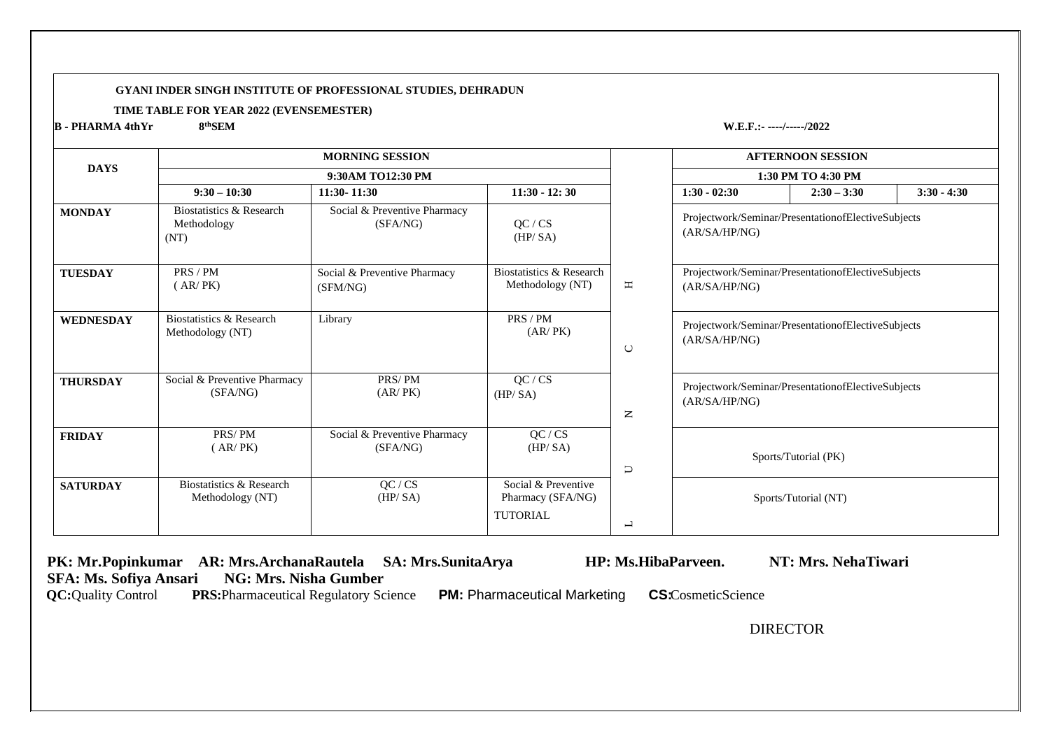**GYANI INDER SINGH INSTITUTE OF PROFESSIONAL STUDIES, DEHRADUN**

**TIME TABLE FOR YEAR 2022 (EVENSEMESTER)**

**B - PHARMA 4thYr 8thSEM** **W.E.F.:- ----/-----/2022**

| DAYS | MORNING SESSION | | | | AFTERNOON SESSION | | |
|---|---|---|---|---|---|---|---|
| | 9:30AM TO12:30 PM | | | | 1:30 PM TO 4:30 PM | | |
| | 9:30 – 10:30 | 11:30- 11:30 | 11:30 - 12: 30 | | 1:30 - 02:30 | 2:30 – 3:30 | 3:30 - 4:30 |
| MONDAY | Biostatistics & Research Methodology (NT) | Social & Preventive Pharmacy (SFA/NG) | QC / CS (HP/ SA) | | Projectwork/Seminar/PresentationofElectiveSubjects (AR/SA/HP/NG) | | |
| TUESDAY | PRS / PM ( AR/ PK) | Social & Preventive Pharmacy (SFM/NG) | Biostatistics & Research Methodology (NT) | H | Projectwork/Seminar/PresentationofElectiveSubjects (AR/SA/HP/NG) | | |
| WEDNESDAY | Biostatistics & Research Methodology (NT) | Library | PRS / PM (AR/ PK) | C | Projectwork/Seminar/PresentationofElectiveSubjects (AR/SA/HP/NG) | | |
| THURSDAY | Social & Preventive Pharmacy (SFA/NG) | PRS/ PM (AR/ PK) | QC / CS (HP/ SA) | N | Projectwork/Seminar/PresentationofElectiveSubjects (AR/SA/HP/NG) | | |
| FRIDAY | PRS/ PM ( AR/ PK) | Social & Preventive Pharmacy (SFA/NG) | QC / CS (HP/ SA) | U | Sports/Tutorial (PK) | | |
| SATURDAY | Biostatistics & Research Methodology (NT) | QC / CS (HP/ SA) | Social & Preventive Pharmacy (SFA/NG) TUTORIAL | L | Sports/Tutorial (NT) | | |

**PK: Mr.Popinkumar AR: Mrs.ArchanaRautela SA: Mrs.SunitaArya HP: Ms.HibaParveen. NT: Mrs. NehaTiwari**
**SFA: Ms. Sofiya Ansari NG: Mrs. Nisha Gumber**
**QC:**Quality Control **PRS:**Pharmaceutical Regulatory Science **PM:** Pharmaceutical Marketing **CS:**CosmeticScience

DIRECTOR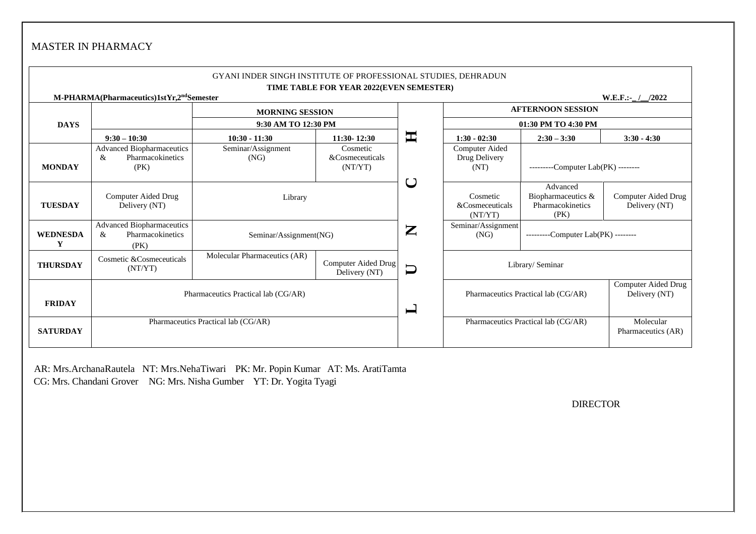MASTER IN PHARMACY

GYANI INDER SINGH INSTITUTE OF PROFESSIONAL STUDIES, DEHRADUN

**TIME TABLE FOR YEAR 2022(EVEN SEMESTER)**

**M-PHARMA(Pharmaceutics)1stYr,2[nd]Semester** **W.E.F.:-\_/\_\_/2022**

| DAYS | MORNING SESSION | | | | AFTERNOON SESSION | | |
|---|---|---|---|---|---|---|---|
| | 9:30 AM TO 12:30 PM | | | | 01:30 PM TO 4:30 PM | | |
| | **9:30 – 10:30** | **10:30 - 11:30** | **11:30- 12:30** | | **1:30 - 02:30** | **2:30 – 3:30** | **3:30 - 4:30** |
| **MONDAY** | Advanced Biopharmaceutics & Pharmacokinetics (PK) | Seminar/Assignment (NG) | Cosmetic &Cosmeceuticals (NT/YT) | **L** | Computer Aided Drug Delivery (NT) | ---------Computer Lab(PK) -------- | |
| **TUESDAY** | Computer Aided Drug Delivery (NT) | Library | | **U** | Cosmetic &Cosmeceuticals (NT/YT) | Advanced Biopharmaceutics & Pharmacokinetics (PK) | Computer Aided Drug Delivery (NT) |
| **WEDNESDAY** | Advanced Biopharmaceutics & Pharmacokinetics (PK) | Seminar/Assignment(NG) | | **N** | Seminar/Assignment (NG) | ---------Computer Lab(PK) -------- | |
| **THURSDAY** | Cosmetic &Cosmeceuticals (NT/YT) | Molecular Pharmaceutics (AR) | Computer Aided Drug Delivery (NT) | **C** | Library/ Seminar | | |
| **FRIDAY** | Pharmaceutics Practical lab (CG/AR) | | | **H** | Pharmaceutics Practical lab (CG/AR) | | Computer Aided Drug Delivery (NT) |
| **SATURDAY** | Pharmaceutics Practical lab (CG/AR) | | | | Pharmaceutics Practical lab (CG/AR) | | Molecular Pharmaceutics (AR) |

AR: Mrs.ArchanaRautela NT: Mrs.NehaTiwari PK: Mr. Popin Kumar AT: Ms. AratiTamta
CG: Mrs. Chandani Grover NG: Mrs. Nisha Gumber YT: Dr. Yogita Tyagi

DIRECTOR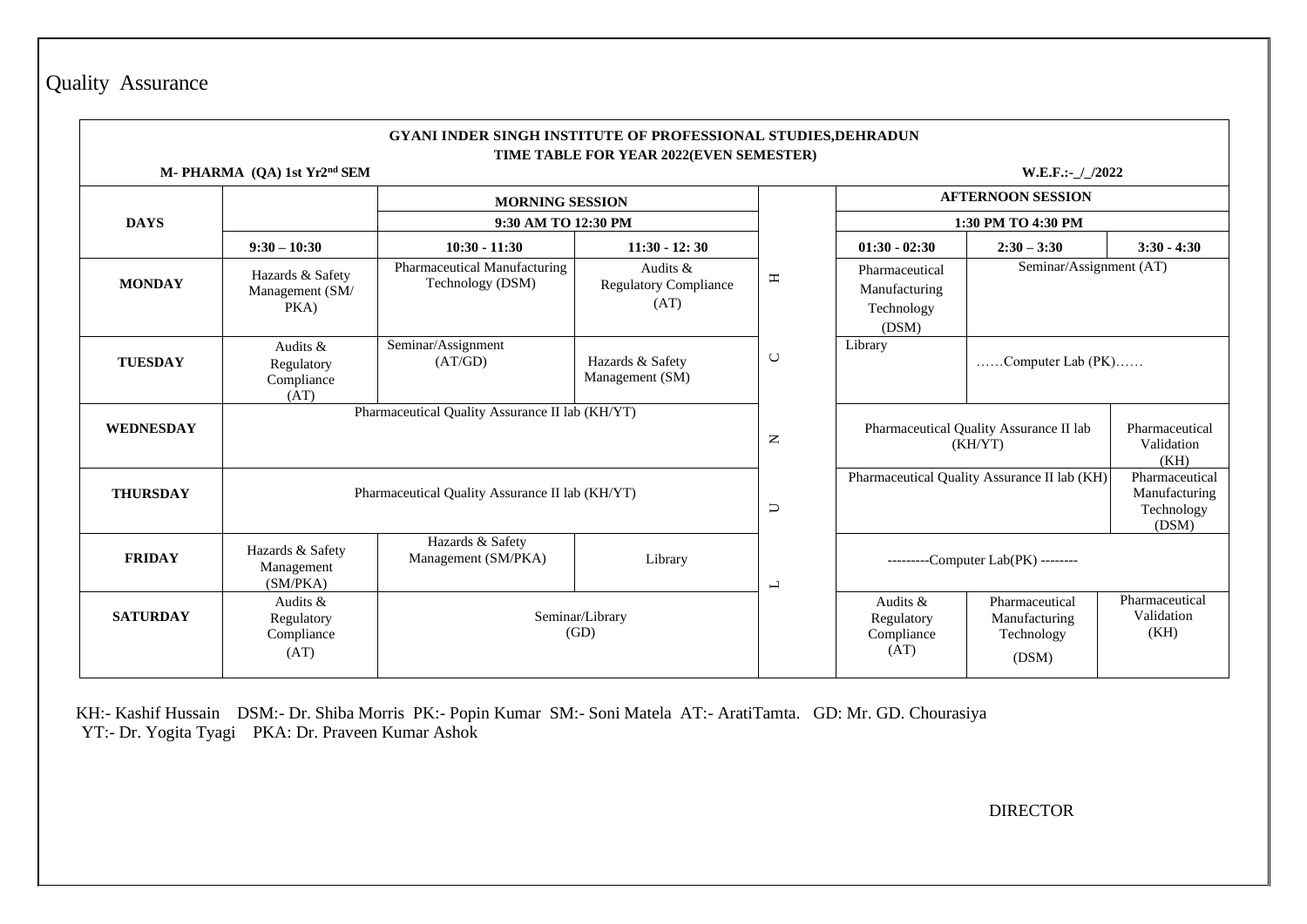Quality Assurance

**GYANI INDER SINGH INSTITUTE OF PROFESSIONAL STUDIES,DEHRADUN**

**TIME TABLE FOR YEAR 2022(EVEN SEMESTER)**

**M- PHARMA (QA) 1st Yr2nd SEM** **W.E.F.:-_/_/2022**

| DAYS | | MORNING SESSION 9:30 AM TO 12:30 PM | | | AFTERNOON SESSION 1:30 PM TO 4:30 PM | | |
|---|---|---|---|---|---|---|---|
| | 9:30 – 10:30 | 10:30 - 11:30 | 11:30 - 12: 30 | | 01:30 - 02:30 | 2:30 – 3:30 | 3:30 - 4:30 |
| MONDAY | Hazards & Safety Management (SM/ PKA) | Pharmaceutical Manufacturing Technology (DSM) | Audits & Regulatory Compliance (AT) | L | Pharmaceutical Manufacturing Technology (DSM) | Seminar/Assignment (AT) | |
| TUESDAY | Audits & Regulatory Compliance (AT) | Seminar/Assignment (AT/GD) | Hazards & Safety Management (SM) | U | Library | ……Computer Lab (PK)…… | |
| WEDNESDAY | Pharmaceutical Quality Assurance II lab (KH/YT) | | | N | Pharmaceutical Quality Assurance II lab (KH/YT) | | Pharmaceutical Validation (KH) |
| THURSDAY | Pharmaceutical Quality Assurance II lab (KH/YT) | | | C | Pharmaceutical Quality Assurance II lab (KH) | | Pharmaceutical Manufacturing Technology (DSM) |
| FRIDAY | Hazards & Safety Management (SM/PKA) | Hazards & Safety Management (SM/PKA) | Library | H | ---------Computer Lab(PK) -------- | | |
| SATURDAY | Audits & Regulatory Compliance (AT) | Seminar/Library (GD) | | | Audits & Regulatory Compliance (AT) | Pharmaceutical Manufacturing Technology (DSM) | Pharmaceutical Validation (KH) |

KH:- Kashif Hussain DSM:- Dr. Shiba Morris PK:- Popin Kumar SM:- Soni Matela AT:- AratiTamta. GD: Mr. GD. Chourasiya
YT:- Dr. Yogita Tyagi PKA: Dr. Praveen Kumar Ashok

DIRECTOR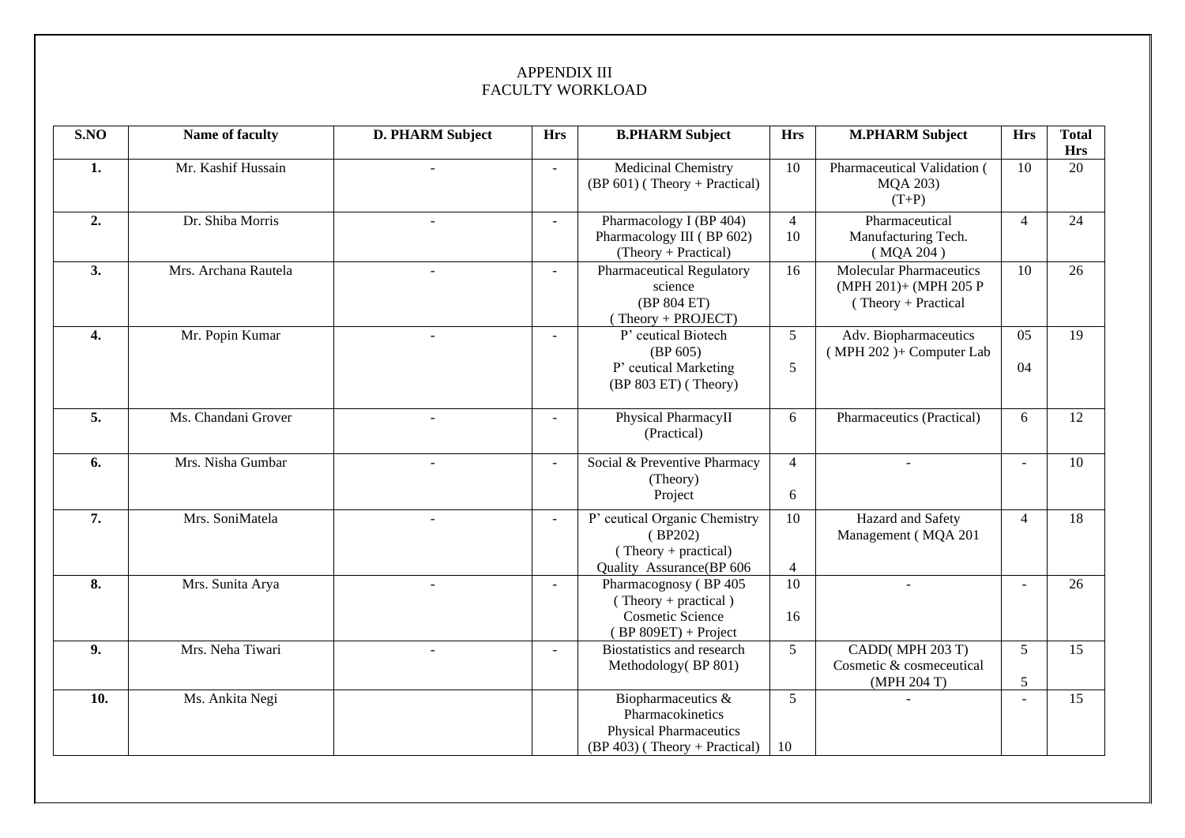# APPENDIX III
## FACULTY WORKLOAD

| S.NO | Name of faculty | D. PHARM Subject | Hrs | B.PHARM Subject | Hrs | M.PHARM Subject | Hrs | Total Hrs |
|---|---|---|---|---|---|---|---|---|
| **1.** | Mr. Kashif Hussain | - | - | Medicinal Chemistry (BP 601) ( Theory + Practical) | 10 | Pharmaceutical Validation ( MQA 203) (T+P) | 10 | 20 |
| **2.** | Dr. Shiba Morris | - | - | Pharmacology I (BP 404) Pharmacology III ( BP 602) (Theory + Practical) | 4 10 | Pharmaceutical Manufacturing Tech. ( MQA 204 ) | 4 | 24 |
| **3.** | Mrs. Archana Rautela | - | - | Pharmaceutical Regulatory science (BP 804 ET) ( Theory + PROJECT) | 16 | Molecular Pharmaceutics (MPH 201)+ (MPH 205 P ( Theory + Practical | 10 | 26 |
| **4.** | Mr. Popin Kumar | - | - | P' ceutical Biotech (BP 605) P' ceutical Marketing (BP 803 ET) ( Theory) | 5 5 | Adv. Biopharmaceutics ( MPH 202 )+ Computer Lab | 05 04 | 19 |
| **5.** | Ms. Chandani Grover | - | - | Physical PharmacyII (Practical) | 6 | Pharmaceutics (Practical) | 6 | 12 |
| **6.** | Mrs. Nisha Gumbar | - | - | Social & Preventive Pharmacy (Theory) Project | 4 6 | - | - | 10 |
| **7.** | Mrs. SoniMatela | - | - | P' ceutical Organic Chemistry ( BP202) ( Theory + practical) Quality Assurance(BP 606 | 10 4 | Hazard and Safety Management ( MQA 201 | 4 | 18 |
| **8.** | Mrs. Sunita Arya | - | - | Pharmacognosy ( BP 405 ( Theory + practical ) Cosmetic Science ( BP 809ET) + Project | 10 16 | - | - | 26 |
| **9.** | Mrs. Neha Tiwari | - | - | Biostatistics and research Methodology( BP 801) | 5 | CADD( MPH 203 T) Cosmetic & cosmeceutical (MPH 204 T) | 5 5 | 15 |
| **10.** | Ms. Ankita Negi | | | Biopharmaceutics & Pharmacokinetics Physical Pharmaceutics (BP 403) ( Theory + Practical) | 5 10 | - | - | 15 |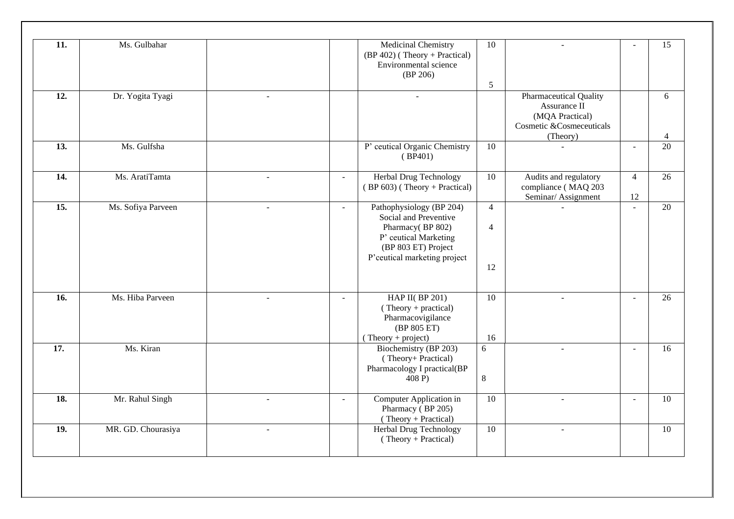| 11. | Ms. Gulbahar | | | Medicinal Chemistry (BP 402) ( Theory + Practical) Environmental science (BP 206) | 10<br><br>5 | - | - | 15 |
|---|---|---|---|---|---|---|---|---|
| 12. | Dr. Yogita Tyagi | - | | - | | Pharmaceutical Quality Assurance II (MQA Practical) Cosmetic &Cosmeceuticals (Theory) | | 6<br><br>4 |
| 13. | Ms. Gulfsha | | | P' ceutical Organic Chemistry ( BP401) | 10 | - | - | 20 |
| 14. | Ms. AratiTamta | - | - | Herbal Drug Technology ( BP 603) ( Theory + Practical) | 10 | Audits and regulatory compliance ( MAQ 203 Seminar/ Assignment | 4<br><br>12 | 26 |
| 15. | Ms. Sofiya Parveen | - | - | Pathophysiology (BP 204) Social and Preventive Pharmacy( BP 802) P' ceutical Marketing (BP 803 ET) Project P'ceutical marketing project | 4<br><br>4<br><br>12 | - | - | 20 |
| 16. | Ms. Hiba Parveen | - | - | HAP II( BP 201) ( Theory + practical) Pharmacovigilance (BP 805 ET) ( Theory + project) | 10<br><br>16 | - | - | 26 |
| 17. | Ms. Kiran | | | Biochemistry (BP 203) ( Theory+ Practical) Pharmacology I practical(BP 408 P) | 6<br><br>8 | - | - | 16 |
| 18. | Mr. Rahul Singh | - | - | Computer Application in Pharmacy ( BP 205) ( Theory + Practical) | 10 | - | - | 10 |
| 19. | MR. GD. Chourasiya | - | | Herbal Drug Technology ( Theory + Practical) | 10 | - | | 10 |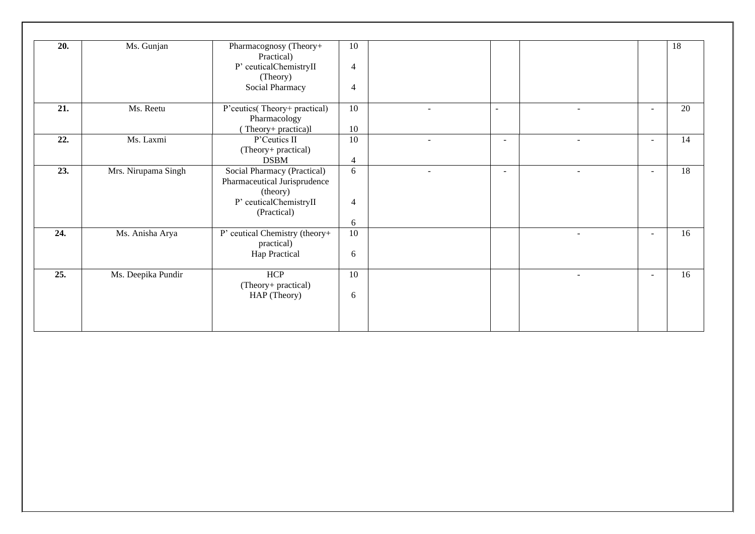| | | | | | | | | |
|---|---|---|---|---|---|---|---|---|
| **20.** | Ms. Gunjan | Pharmacognosy (Theory+ Practical)<br>P' ceuticalChemistryII (Theory)<br>Social Pharmacy | 10<br>4<br>4 | | | | | 18 |
| **21.** | Ms. Reetu | P'ceutics( Theory+ practical)<br>Pharmacology ( Theory+ practica)l | 10<br>10 | - | - | - | - | 20 |
| **22.** | Ms. Laxmi | P'Ceutics II (Theory+ practical)<br>DSBM | 10<br>4 | - | - | - | - | 14 |
| **23.** | Mrs. Nirupama Singh | Social Pharmacy (Practical)<br>Pharmaceutical Jurisprudence (theory)<br>P' ceuticalChemistryII (Practical) | 6<br>4<br>6 | - | - | - | - | 18 |
| **24.** | Ms. Anisha Arya | P' ceutical Chemistry (theory+ practical)<br>Hap Practical | 10<br>6 | | | - | - | 16 |
| **25.** | Ms. Deepika Pundir | HCP (Theory+ practical)<br>HAP (Theory) | 10<br>6 | | | - | - | 16 |